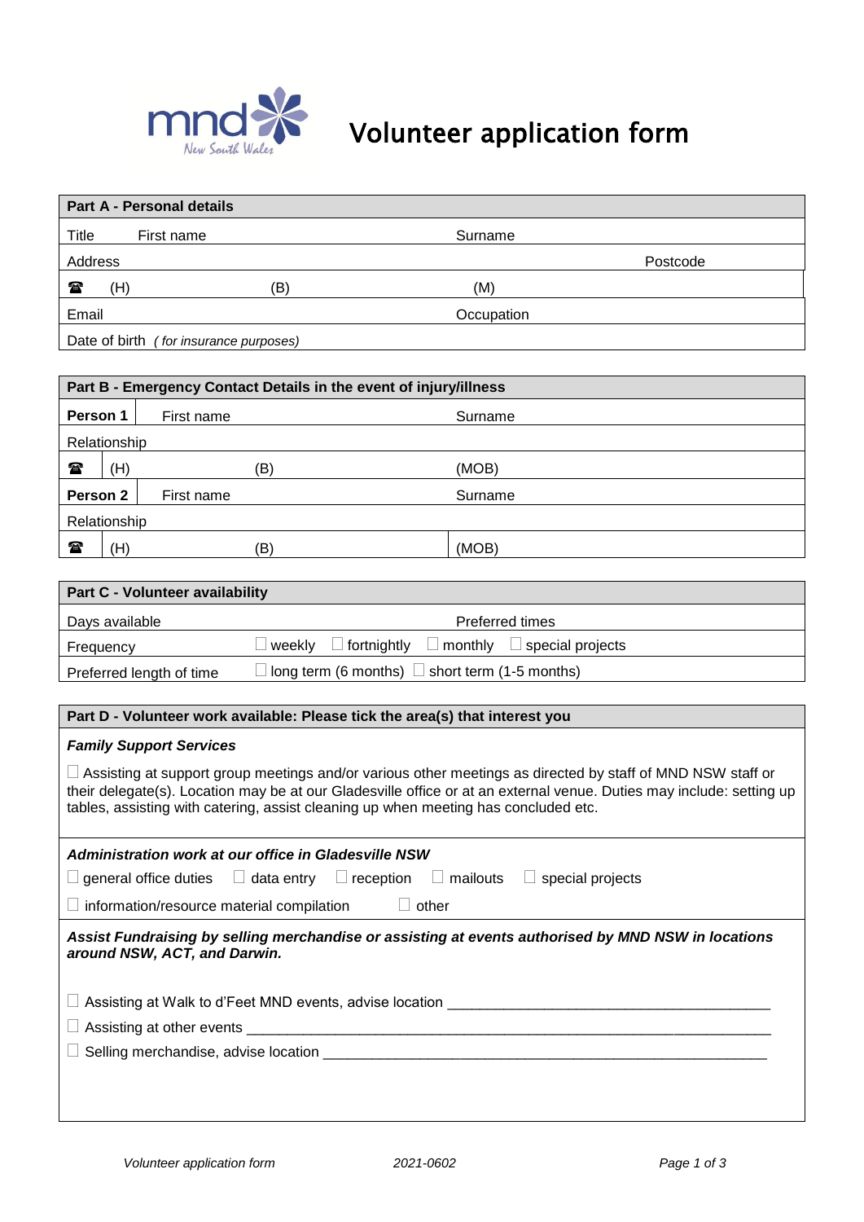# Volunteer application form

| **Part A - Personal details** | | | |
|---|---|---|---|
| Title | First name | Surname | |
| Address | | | Postcode |
| ☎ (H) | (B) | (M) | |
| Email | | Occupation | |
| Date of birth *( for insurance purposes)* | | | |

| **Part B - Emergency Contact Details in the event of injury/illness** | | | |
|---|---|---|---|
| **Person 1** | First name | Surname | |
| Relationship | | | |
| ☎ (H) | (B) | (MOB) | |
| **Person 2** | First name | Surname | |
| Relationship | | | |
| ☎ (H) | (B) | (MOB) | |

| **Part C - Volunteer availability** | |
|---|---|
| Days available | Preferred times |
| Frequency | ☐ weekly ☐ fortnightly ☐ monthly ☐ special projects |
| Preferred length of time | ☐ long term (6 months) ☐ short term (1-5 months) |

**Part D - Volunteer work available: Please tick the area(s) that interest you**

***Family Support Services***

☐ Assisting at support group meetings and/or various other meetings as directed by staff of MND NSW staff or their delegate(s). Location may be at our Gladesville office or at an external venue. Duties may include: setting up tables, assisting with catering, assist cleaning up when meeting has concluded etc.

***Administration work at our office in Gladesville NSW***

☐ general office duties ☐ data entry ☐ reception ☐ mailouts ☐ special projects

☐ information/resource material compilation ☐ other

***Assist Fundraising by selling merchandise or assisting at events authorised by MND NSW in locations around NSW, ACT, and Darwin.***

☐ Assisting at Walk to d'Feet MND events, advise location ________________________________________

☐ Assisting at other events ________________________________________________________________

☐ Selling merchandise, advise location ________________________________________________________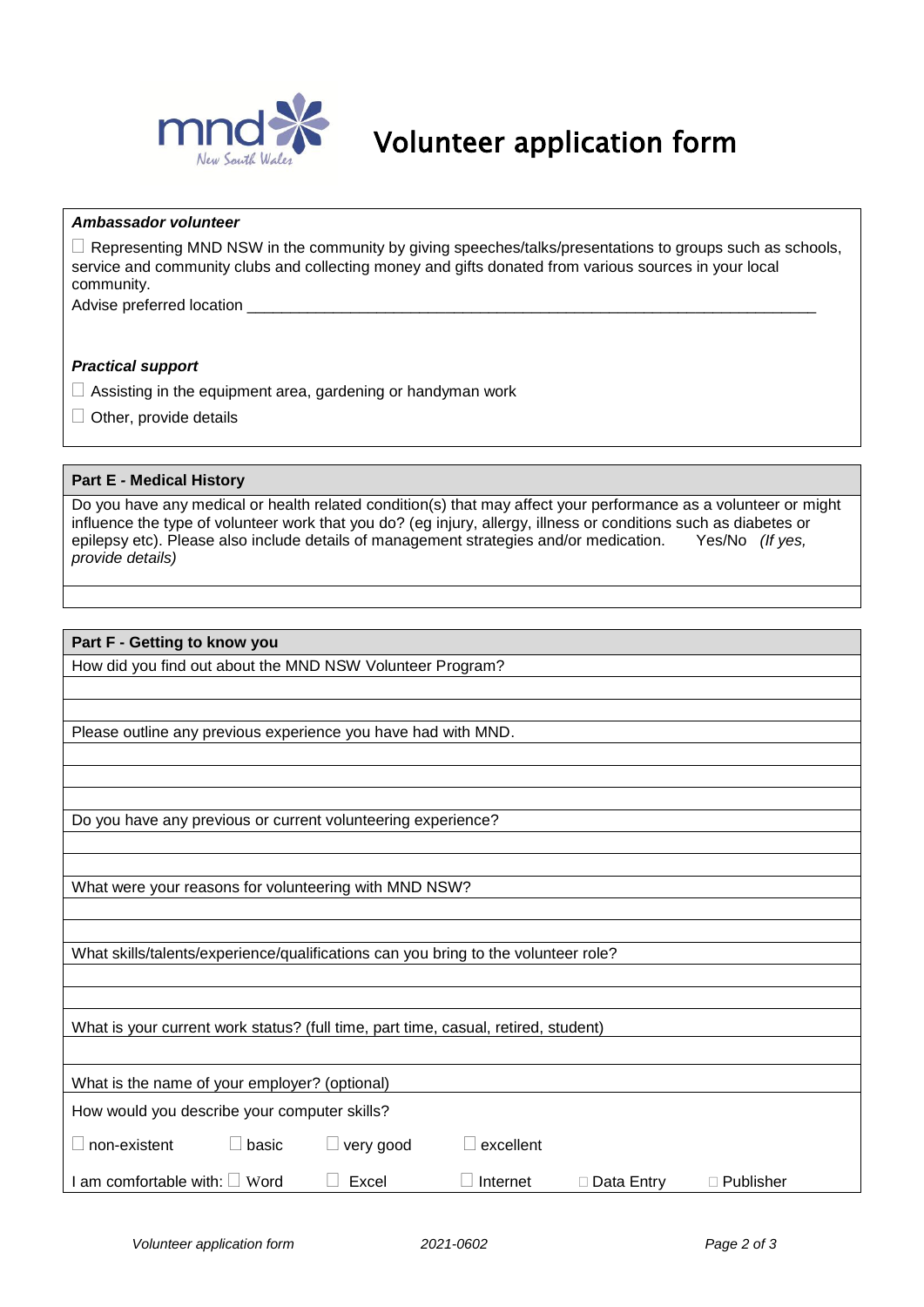# Volunteer application form

***Ambassador volunteer***

☐ Representing MND NSW in the community by giving speeches/talks/presentations to groups such as schools, service and community clubs and collecting money and gifts donated from various sources in your local community.

Advise preferred location ____________________________________________________________________

***Practical support***

☐ Assisting in the equipment area, gardening or handyman work

☐ Other, provide details

## Part E - Medical History

Do you have any medical or health related condition(s) that may affect your performance as a volunteer or might influence the type of volunteer work that you do? (eg injury, allergy, illness or conditions such as diabetes or epilepsy etc). Please also include details of management strategies and/or medication. Yes/No *(If yes, provide details)*

## Part F - Getting to know you

How did you find out about the MND NSW Volunteer Program?

Please outline any previous experience you have had with MND.

Do you have any previous or current volunteering experience?

What were your reasons for volunteering with MND NSW?

What skills/talents/experience/qualifications can you bring to the volunteer role?

What is your current work status? (full time, part time, casual, retired, student)

What is the name of your employer? (optional)

How would you describe your computer skills?

☐ non-existent ☐ basic ☐ very good ☐ excellent

I am comfortable with: ☐ Word ☐ Excel ☐ Internet ☐ Data Entry ☐ Publisher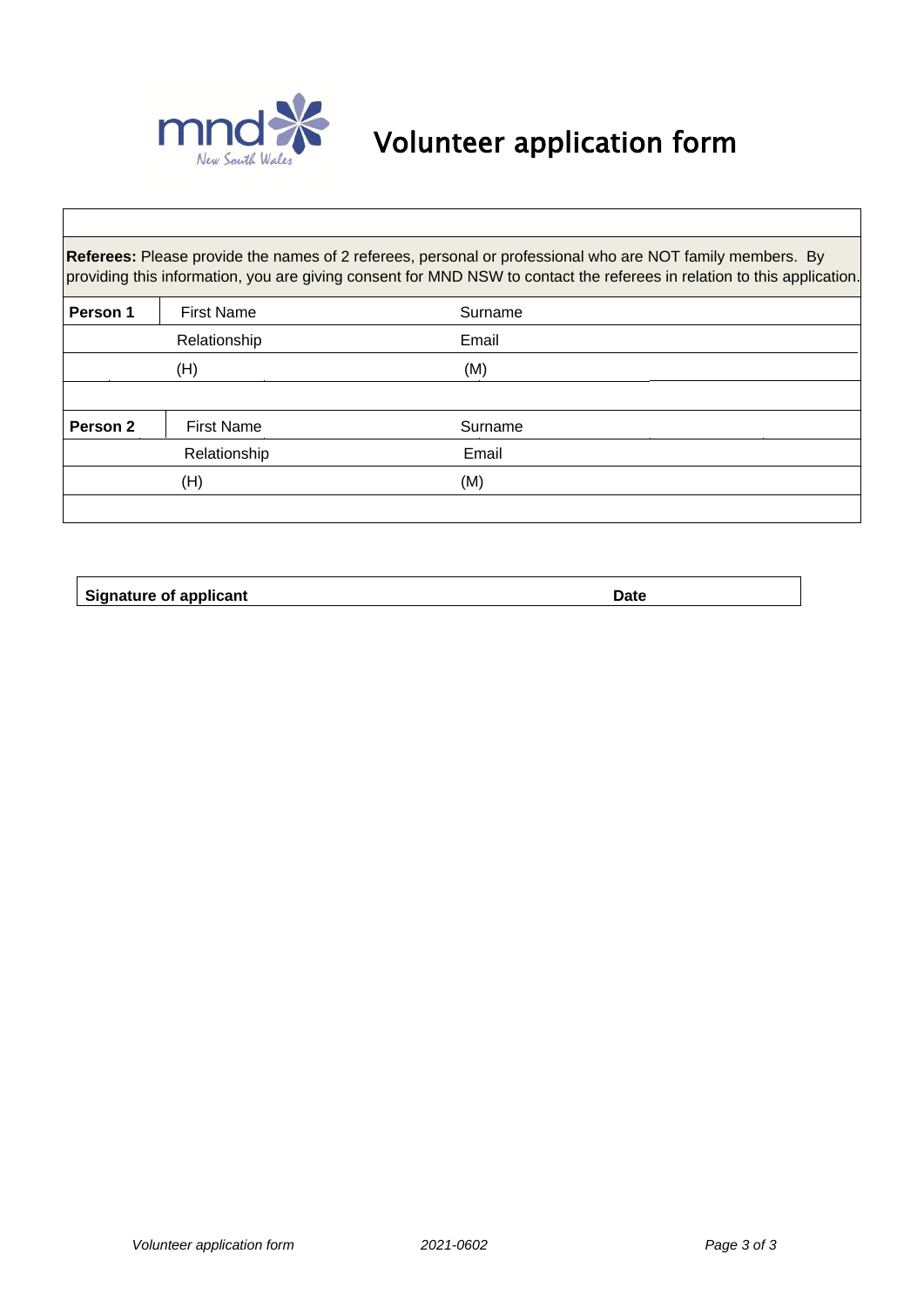# Volunteer application form

**Referees:** Please provide the names of 2 referees, personal or professional who are NOT family members. By providing this information, you are giving consent for MND NSW to contact the referees in relation to this application.

| | | |
|---|---|---|
| **Person 1** | First Name | Surname |
| | Relationship | Email |
| | (H) | (M) |
| | | |
| **Person 2** | First Name | Surname |
| | Relationship | Email |
| | (H) | (M) |

| | |
|---|---|
| **Signature of applicant** | **Date** |